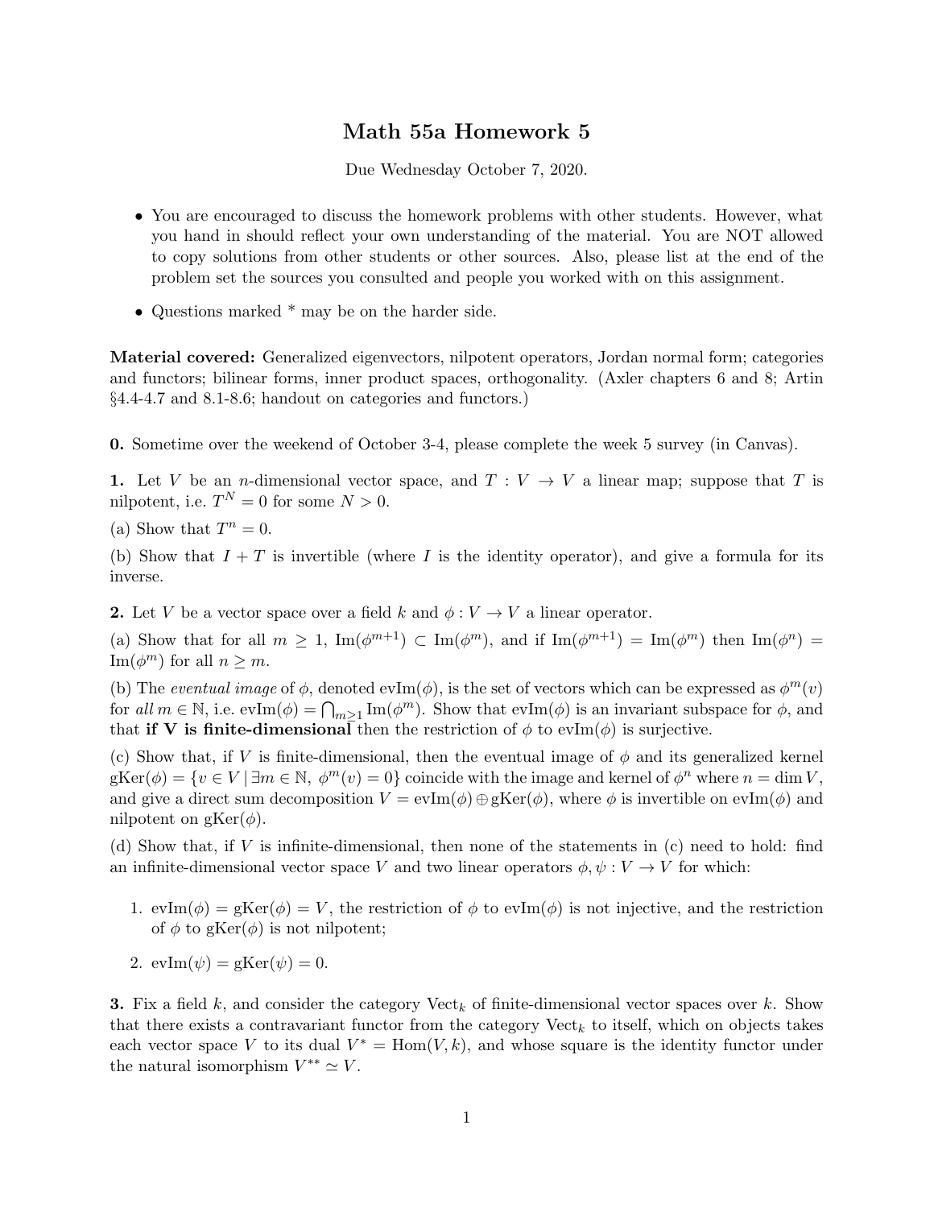# Math 55a Homework 5

Due Wednesday October 7, 2020.

- You are encouraged to discuss the homework problems with other students. However, what you hand in should reflect your own understanding of the material. You are NOT allowed to copy solutions from other students or other sources. Also, please list at the end of the problem set the sources you consulted and people you worked with on this assignment.
- Questions marked * may be on the harder side.

**Material covered:** Generalized eigenvectors, nilpotent operators, Jordan normal form; categories and functors; bilinear forms, inner product spaces, orthogonality. (Axler chapters 6 and 8; Artin §4.4-4.7 and 8.1-8.6; handout on categories and functors.)

**0.** Sometime over the weekend of October 3-4, please complete the week 5 survey (in Canvas).

**1.** Let $V$ be an $n$-dimensional vector space, and $T : V \to V$ a linear map; suppose that $T$ is nilpotent, i.e. $T^N = 0$ for some $N > 0$.

(a) Show that $T^n = 0$.

(b) Show that $I + T$ is invertible (where $I$ is the identity operator), and give a formula for its inverse.

**2.** Let $V$ be a vector space over a field $k$ and $\phi : V \to V$ a linear operator.

(a) Show that for all $m \geq 1$, $\mathrm{Im}(\phi^{m+1}) \subset \mathrm{Im}(\phi^m)$, and if $\mathrm{Im}(\phi^{m+1}) = \mathrm{Im}(\phi^m)$ then $\mathrm{Im}(\phi^n) = \mathrm{Im}(\phi^m)$ for all $n \geq m$.

(b) The *eventual image* of $\phi$, denoted $\mathrm{evIm}(\phi)$, is the set of vectors which can be expressed as $\phi^m(v)$ for *all* $m \in \mathbb{N}$, i.e. $\mathrm{evIm}(\phi) = \bigcap_{m \geq 1} \mathrm{Im}(\phi^m)$. Show that $\mathrm{evIm}(\phi)$ is an invariant subspace for $\phi$, and that **if V is finite-dimensional** then the restriction of $\phi$ to $\mathrm{evIm}(\phi)$ is surjective.

(c) Show that, if $V$ is finite-dimensional, then the eventual image of $\phi$ and its generalized kernel $\mathrm{gKer}(\phi) = \{v \in V \mid \exists m \in \mathbb{N},\ \phi^m(v) = 0\}$ coincide with the image and kernel of $\phi^n$ where $n = \dim V$, and give a direct sum decomposition $V = \mathrm{evIm}(\phi) \oplus \mathrm{gKer}(\phi)$, where $\phi$ is invertible on $\mathrm{evIm}(\phi)$ and nilpotent on $\mathrm{gKer}(\phi)$.

(d) Show that, if $V$ is infinite-dimensional, then none of the statements in (c) need to hold: find an infinite-dimensional vector space $V$ and two linear operators $\phi, \psi : V \to V$ for which:

1. $\mathrm{evIm}(\phi) = \mathrm{gKer}(\phi) = V$, the restriction of $\phi$ to $\mathrm{evIm}(\phi)$ is not injective, and the restriction of $\phi$ to $\mathrm{gKer}(\phi)$ is not nilpotent;
2. $\mathrm{evIm}(\psi) = \mathrm{gKer}(\psi) = 0$.

**3.** Fix a field $k$, and consider the category $\mathrm{Vect}_k$ of finite-dimensional vector spaces over $k$. Show that there exists a contravariant functor from the category $\mathrm{Vect}_k$ to itself, which on objects takes each vector space $V$ to its dual $V^* = \mathrm{Hom}(V, k)$, and whose square is the identity functor under the natural isomorphism $V^{**} \simeq V$.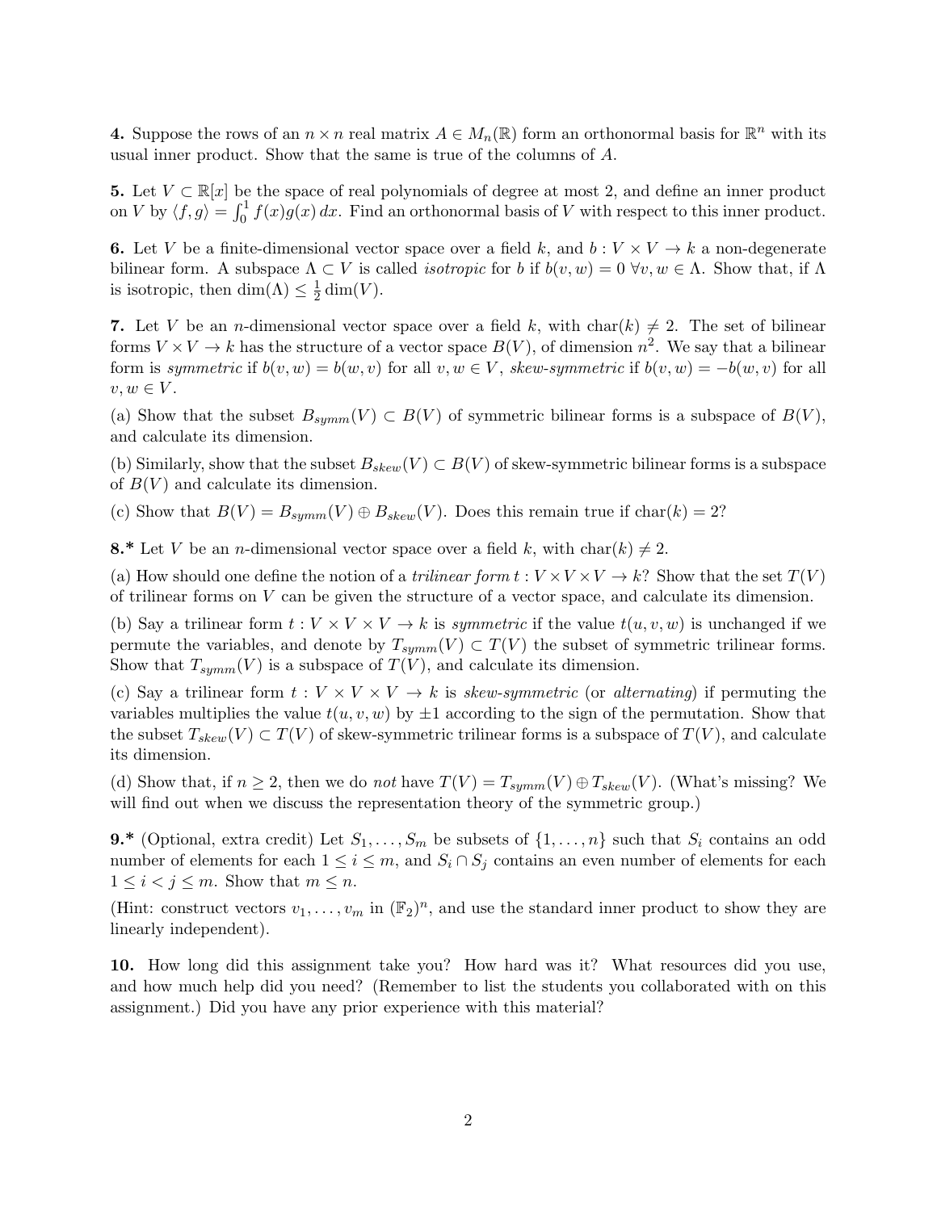**4.** Suppose the rows of an $n \times n$ real matrix $A \in M_n(\mathbb{R})$ form an orthonormal basis for $\mathbb{R}^n$ with its usual inner product. Show that the same is true of the columns of $A$.

**5.** Let $V \subset \mathbb{R}[x]$ be the space of real polynomials of degree at most 2, and define an inner product on $V$ by $\langle f, g \rangle = \int_0^1 f(x)g(x)\,dx$. Find an orthonormal basis of $V$ with respect to this inner product.

**6.** Let $V$ be a finite-dimensional vector space over a field $k$, and $b : V \times V \to k$ a non-degenerate bilinear form. A subspace $\Lambda \subset V$ is called *isotropic* for $b$ if $b(v, w) = 0\ \forall v, w \in \Lambda$. Show that, if $\Lambda$ is isotropic, then $\dim(\Lambda) \leq \frac{1}{2}\dim(V)$.

**7.** Let $V$ be an $n$-dimensional vector space over a field $k$, with $\mathrm{char}(k) \neq 2$. The set of bilinear forms $V \times V \to k$ has the structure of a vector space $B(V)$, of dimension $n^2$. We say that a bilinear form is *symmetric* if $b(v, w) = b(w, v)$ for all $v, w \in V$, *skew-symmetric* if $b(v, w) = -b(w, v)$ for all $v, w \in V$.

(a) Show that the subset $B_{symm}(V) \subset B(V)$ of symmetric bilinear forms is a subspace of $B(V)$, and calculate its dimension.

(b) Similarly, show that the subset $B_{skew}(V) \subset B(V)$ of skew-symmetric bilinear forms is a subspace of $B(V)$ and calculate its dimension.

(c) Show that $B(V) = B_{symm}(V) \oplus B_{skew}(V)$. Does this remain true if $\mathrm{char}(k) = 2$?

**8.*** Let $V$ be an $n$-dimensional vector space over a field $k$, with $\mathrm{char}(k) \neq 2$.

(a) How should one define the notion of a *trilinear form* $t : V \times V \times V \to k$? Show that the set $T(V)$ of trilinear forms on $V$ can be given the structure of a vector space, and calculate its dimension.

(b) Say a trilinear form $t : V \times V \times V \to k$ is *symmetric* if the value $t(u, v, w)$ is unchanged if we permute the variables, and denote by $T_{symm}(V) \subset T(V)$ the subset of symmetric trilinear forms. Show that $T_{symm}(V)$ is a subspace of $T(V)$, and calculate its dimension.

(c) Say a trilinear form $t : V \times V \times V \to k$ is *skew-symmetric* (or *alternating*) if permuting the variables multiplies the value $t(u, v, w)$ by $\pm 1$ according to the sign of the permutation. Show that the subset $T_{skew}(V) \subset T(V)$ of skew-symmetric trilinear forms is a subspace of $T(V)$, and calculate its dimension.

(d) Show that, if $n \geq 2$, then we do *not* have $T(V) = T_{symm}(V) \oplus T_{skew}(V)$. (What's missing? We will find out when we discuss the representation theory of the symmetric group.)

**9.*** (Optional, extra credit) Let $S_1, \ldots, S_m$ be subsets of $\{1, \ldots, n\}$ such that $S_i$ contains an odd number of elements for each $1 \leq i \leq m$, and $S_i \cap S_j$ contains an even number of elements for each $1 \leq i < j \leq m$. Show that $m \leq n$.

(Hint: construct vectors $v_1, \ldots, v_m$ in $(\mathbb{F}_2)^n$, and use the standard inner product to show they are linearly independent).

**10.** How long did this assignment take you? How hard was it? What resources did you use, and how much help did you need? (Remember to list the students you collaborated with on this assignment.) Did you have any prior experience with this material?